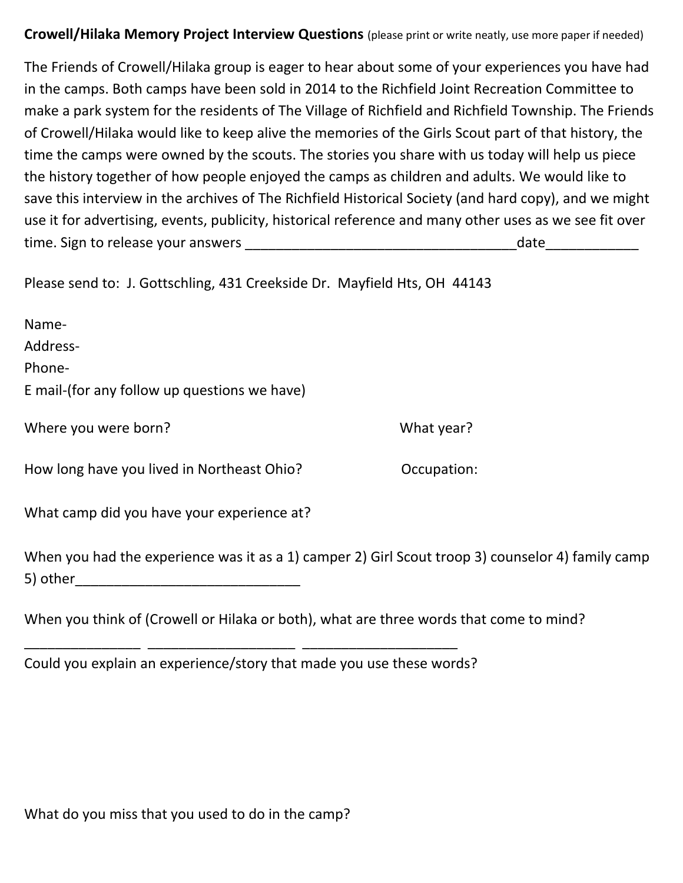**Crowell/Hilaka Memory Project Interview Questions** (please print or write neatly, use more paper if needed)

The Friends of Crowell/Hilaka group is eager to hear about some of your experiences you have had in the camps. Both camps have been sold in 2014 to the Richfield Joint Recreation Committee to make a park system for the residents of The Village of Richfield and Richfield Township. The Friends of Crowell/Hilaka would like to keep alive the memories of the Girls Scout part of that history, the time the camps were owned by the scouts. The stories you share with us today will help us piece the history together of how people enjoyed the camps as children and adults. We would like to save this interview in the archives of The Richfield Historical Society (and hard copy), and we might use it for advertising, events, publicity, historical reference and many other uses as we see fit over time. Sign to release your answers ____________________________________date____________

Please send to: J. Gottschling, 431 Creekside Dr. Mayfield Hts, OH 44143

Name-
Address-
Phone-
E mail-(for any follow up questions we have)

Where you were born? What year?

How long have you lived in Northeast Ohio? Occupation:

What camp did you have your experience at?

When you had the experience was it as a 1) camper 2) Girl Scout troop 3) counselor 4) family camp 5) other_____________________________

When you think of (Crowell or Hilaka or both), what are three words that come to mind?

_______________ ___________________ ____________________

Could you explain an experience/story that made you use these words?

What do you miss that you used to do in the camp?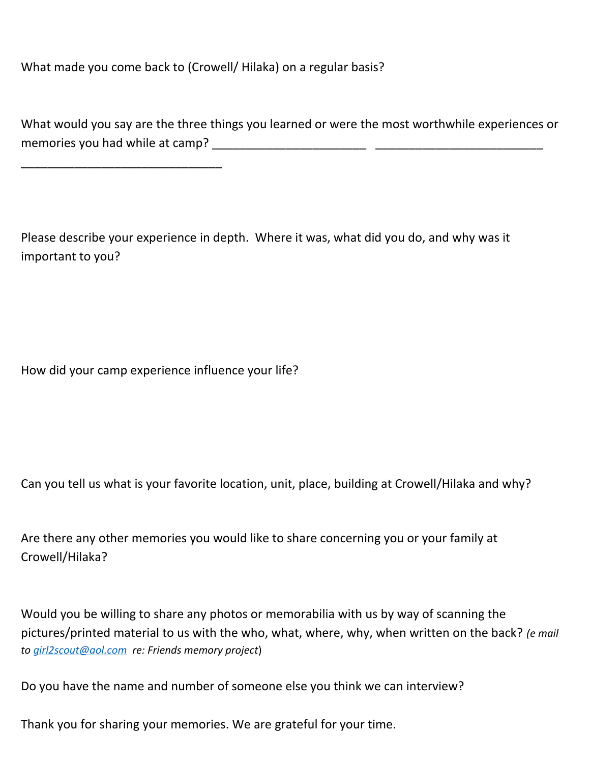What made you come back to (Crowell/ Hilaka) on a regular basis?

What would you say are the three things you learned or were the most worthwhile experiences or memories you had while at camp? _______________________ _________________________ ______________________________

Please describe your experience in depth. Where it was, what did you do, and why was it important to you?

How did your camp experience influence your life?

Can you tell us what is your favorite location, unit, place, building at Crowell/Hilaka and why?

Are there any other memories you would like to share concerning you or your family at Crowell/Hilaka?

Would you be willing to share any photos or memorabilia with us by way of scanning the pictures/printed material to us with the who, what, where, why, when written on the back? *(e mail to girl2scout@aol.com re: Friends memory project)*

Do you have the name and number of someone else you think we can interview?

Thank you for sharing your memories. We are grateful for your time.